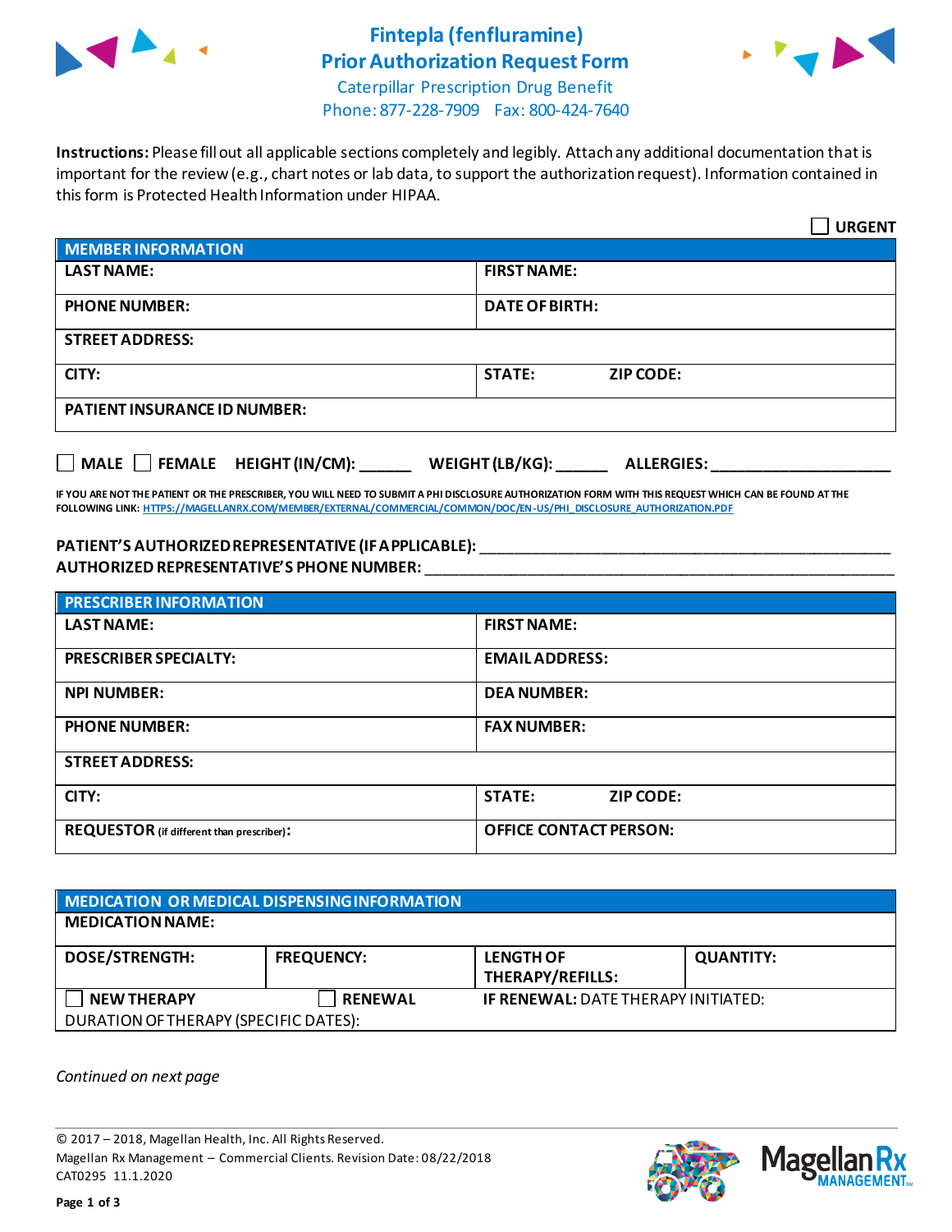# Fintepla (fenfluramine) Prior Authorization Request Form

Caterpillar Prescription Drug Benefit
Phone: 877-228-7909 Fax: 800-424-7640

**Instructions:** Please fill out all applicable sections completely and legibly. Attach any additional documentation that is important for the review (e.g., chart notes or lab data, to support the authorization request). Information contained in this form is Protected Health Information under HIPAA.

☐ **URGENT**

| **MEMBER INFORMATION** | |
|---|---|
| **LAST NAME:** | **FIRST NAME:** |
| **PHONE NUMBER:** | **DATE OF BIRTH:** |
| **STREET ADDRESS:** | |
| **CITY:** | **STATE:** **ZIP CODE:** |
| **PATIENT INSURANCE ID NUMBER:** | |

☐ **MALE** ☐ **FEMALE** **HEIGHT (IN/CM):** ______ **WEIGHT (LB/KG):** ______ **ALLERGIES:** ____________________

**IF YOU ARE NOT THE PATIENT OR THE PRESCRIBER, YOU WILL NEED TO SUBMIT A PHI DISCLOSURE AUTHORIZATION FORM WITH THIS REQUEST WHICH CAN BE FOUND AT THE FOLLOWING LINK:** HTTPS://MAGELLANRX.COM/MEMBER/EXTERNAL/COMMERCIAL/COMMON/DOC/EN-US/PHI_DISCLOSURE_AUTHORIZATION.PDF

**PATIENT'S AUTHORIZED REPRESENTATIVE (IF APPLICABLE):** ______________________________________________
**AUTHORIZED REPRESENTATIVE'S PHONE NUMBER:** ______________________________________________

| **PRESCRIBER INFORMATION** | |
|---|---|
| **LAST NAME:** | **FIRST NAME:** |
| **PRESCRIBER SPECIALTY:** | **EMAIL ADDRESS:** |
| **NPI NUMBER:** | **DEA NUMBER:** |
| **PHONE NUMBER:** | **FAX NUMBER:** |
| **STREET ADDRESS:** | |
| **CITY:** | **STATE:** **ZIP CODE:** |
| **REQUESTOR** (if different than prescriber)**:** | **OFFICE CONTACT PERSON:** |

| **MEDICATION OR MEDICAL DISPENSING INFORMATION** | | | |
|---|---|---|---|
| **MEDICATION NAME:** | | | |
| **DOSE/STRENGTH:** | **FREQUENCY:** | **LENGTH OF THERAPY/REFILLS:** | **QUANTITY:** |
| ☐ **NEW THERAPY** | ☐ **RENEWAL** | **IF RENEWAL:** DATE THERAPY INITIATED: | |
| DURATION OF THERAPY (SPECIFIC DATES): | | | |

*Continued on next page*

© 2017 – 2018, Magellan Health, Inc. All Rights Reserved.
Magellan Rx Management – Commercial Clients. Revision Date: 08/22/2018
CAT0295 11.1.2020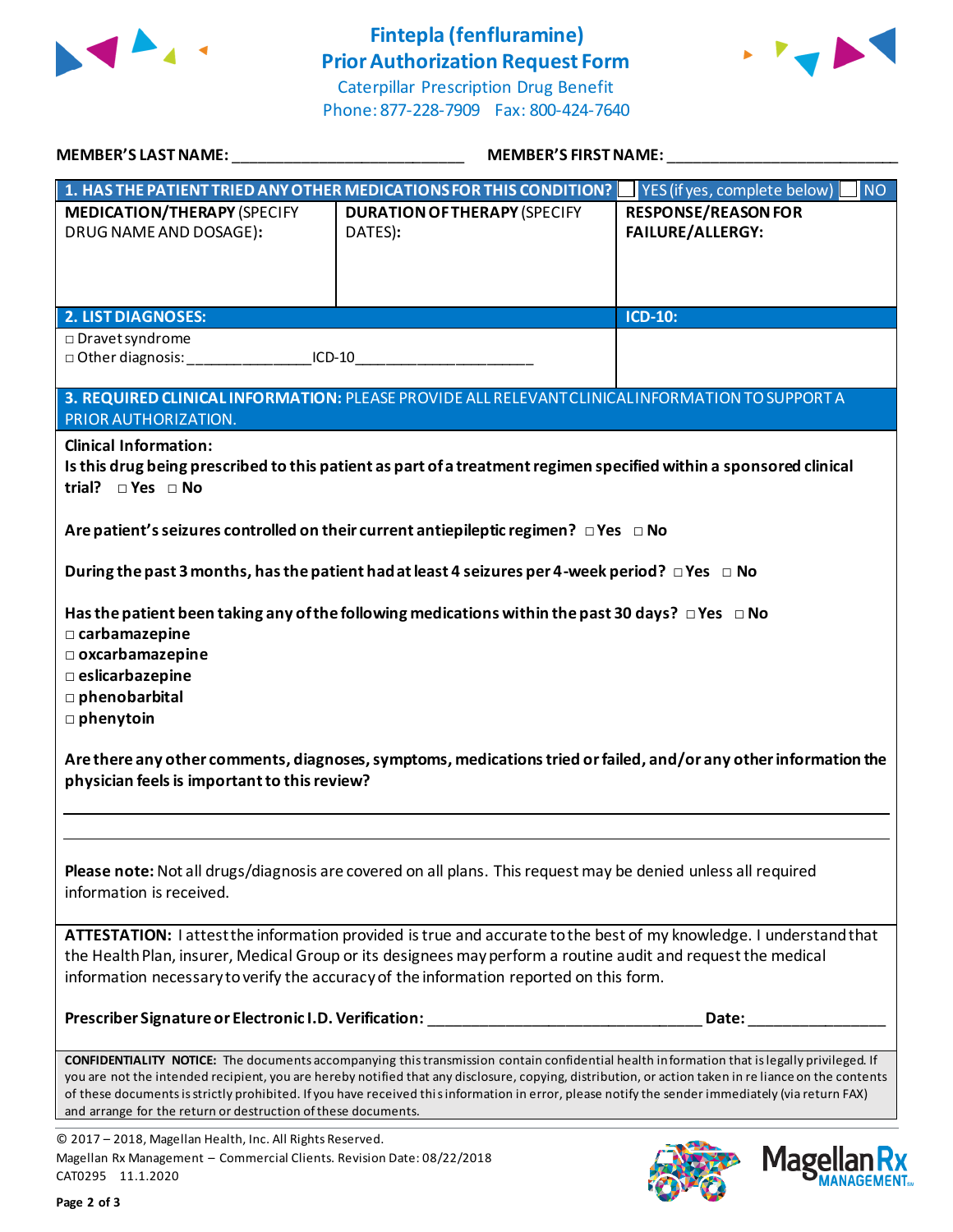# Fintepla (fenfluramine)
# Prior Authorization Request Form

Caterpillar Prescription Drug Benefit
Phone: 877-228-7909 Fax: 800-424-7640

**MEMBER'S LAST NAME:** ___________________________ **MEMBER'S FIRST NAME:** ___________________________

| **1. HAS THE PATIENT TRIED ANY OTHER MEDICATIONS FOR THIS CONDITION?** | | ☐ YES (if yes, complete below) ☐ NO |
|---|---|---|
| **MEDICATION/THERAPY** (SPECIFY DRUG NAME AND DOSAGE): | **DURATION OF THERAPY** (SPECIFY DATES): | **RESPONSE/REASON FOR FAILURE/ALLERGY:** |
| | | |

| **2. LIST DIAGNOSES:** | **ICD-10:** |
|---|---|
| □ Dravet syndrome<br>□ Other diagnosis: _______________ICD-10_____________________ | |

**3. REQUIRED CLINICAL INFORMATION:** PLEASE PROVIDE ALL RELEVANT CLINICAL INFORMATION TO SUPPORT A PRIOR AUTHORIZATION.

**Clinical Information:**

**Is this drug being prescribed to this patient as part of a treatment regimen specified within a sponsored clinical trial?** □ **Yes** □ **No**

**Are patient's seizures controlled on their current antiepileptic regimen?** □ **Yes** □ **No**

**During the past 3 months, has the patient had at least 4 seizures per 4-week period?** □ **Yes** □ **No**

**Has the patient been taking any of the following medications within the past 30 days?** □ **Yes** □ **No**

- □ **carbamazepine**
- □ **oxcarbamazepine**
- □ **eslicarbazepine**
- □ **phenobarbital**
- □ **phenytoin**

**Are there any other comments, diagnoses, symptoms, medications tried or failed, and/or any other information the physician feels is important to this review?**

_____________________________________________________________________________

_____________________________________________________________________________

**Please note:** Not all drugs/diagnosis are covered on all plans. This request may be denied unless all required information is received.

**ATTESTATION:** I attest the information provided is true and accurate to the best of my knowledge. I understand that the Health Plan, insurer, Medical Group or its designees may perform a routine audit and request the medical information necessary to verify the accuracy of the information reported on this form.

**Prescriber Signature or Electronic I.D. Verification:** _________________________________ **Date:** ________________

**CONFIDENTIALITY NOTICE:** The documents accompanying this transmission contain confidential health information that is legally privileged. If you are not the intended recipient, you are hereby notified that any disclosure, copying, distribution, or action taken in reliance on the contents of these documents is strictly prohibited. If you have received this information in error, please notify the sender immediately (via return FAX) and arrange for the return or destruction of these documents.

© 2017 – 2018, Magellan Health, Inc. All Rights Reserved.
Magellan Rx Management – Commercial Clients. Revision Date: 08/22/2018
CAT0295 11.1.2020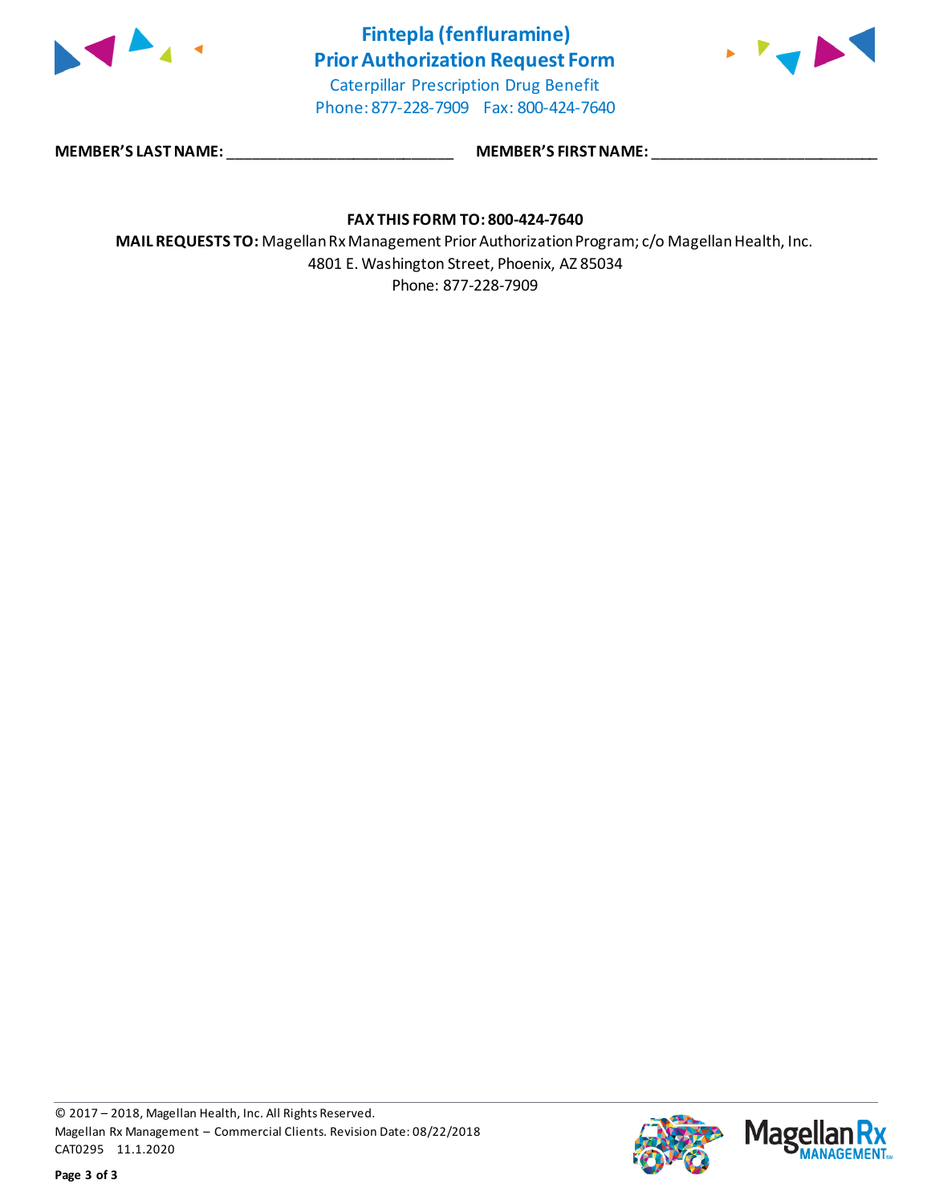# Fintepla (fenfluramine)
## Prior Authorization Request Form

Caterpillar Prescription Drug Benefit
Phone: 877-228-7909 Fax: 800-424-7640

**MEMBER'S LAST NAME:** ___________________________ **MEMBER'S FIRST NAME:** ___________________________

**FAX THIS FORM TO: 800-424-7640**

**MAIL REQUESTS TO:** Magellan Rx Management Prior Authorization Program; c/o Magellan Health, Inc.
4801 E. Washington Street, Phoenix, AZ 85034
Phone: 877-228-7909

© 2017 – 2018, Magellan Health, Inc. All Rights Reserved.
Magellan Rx Management – Commercial Clients. Revision Date: 08/22/2018
CAT0295 11.1.2020